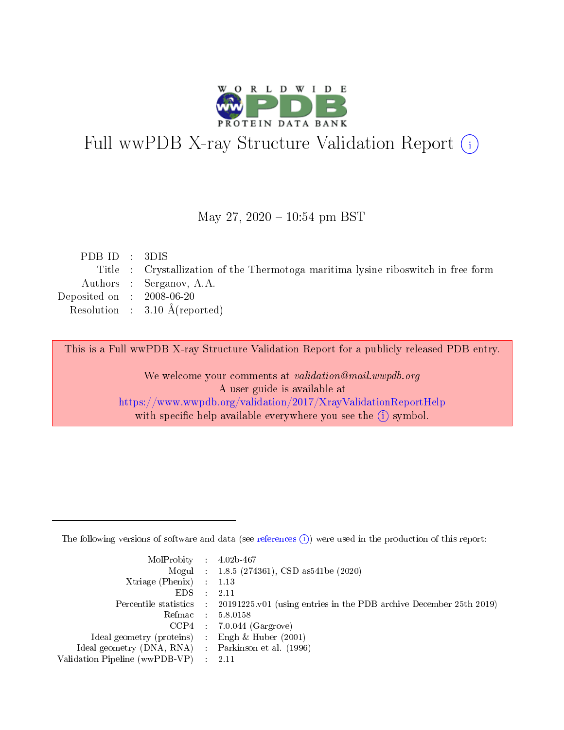# Full wwPDB X-ray Structure Validation Report (i)

May 27, 2020 – 10:54 pm BST

| | | |
|---|---|---|
| PDB ID | : | 3DIS |
| Title | : | Crystallization of the Thermotoga maritima lysine riboswitch in free form |
| Authors | : | Serganov, A.A. |
| Deposited on | : | 2008-06-20 |
| Resolution | : | 3.10 Å(reported) |

This is a Full wwPDB X-ray Structure Validation Report for a publicly released PDB entry.

We welcome your comments at *validation@mail.wwpdb.org*
A user guide is available at
https://www.wwpdb.org/validation/2017/XrayValidationReportHelp
with specific help available everywhere you see the (i) symbol.

---

The following versions of software and data (see references (i)) were used in the production of this report:

| | | |
|---|---|---|
| MolProbity | : | 4.02b-467 |
| Mogul | : | 1.8.5 (274361), CSD as541be (2020) |
| Xtriage (Phenix) | : | 1.13 |
| EDS | : | 2.11 |
| Percentile statistics | : | 20191225.v01 (using entries in the PDB archive December 25th 2019) |
| Refmac | : | 5.8.0158 |
| CCP4 | : | 7.0.044 (Gargrove) |
| Ideal geometry (proteins) | : | Engh & Huber (2001) |
| Ideal geometry (DNA, RNA) | : | Parkinson et al. (1996) |
| Validation Pipeline (wwPDB-VP) | : | 2.11 |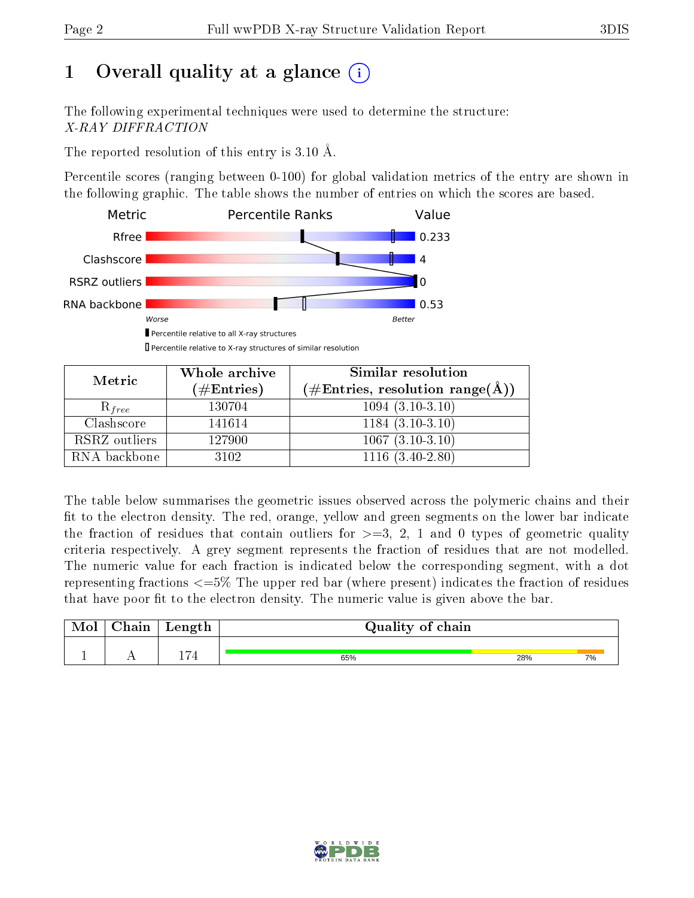# 1 Overall quality at a glance

The following experimental techniques were used to determine the structure:
*X-RAY DIFFRACTION*

The reported resolution of this entry is 3.10 Å.

Percentile scores (ranging between 0-100) for global validation metrics of the entry are shown in the following graphic. The table shows the number of entries on which the scores are based.

Metric
Percentile Ranks
Value
Rfree 0.233
Clashscore 4
RSRZ outliers 0
RNA backbone 0.53
Worse
Better
Percentile relative to all X-ray structures
Percentile relative to X-ray structures of similar resolution

| Metric | Whole archive (#Entries) | Similar resolution (#Entries, resolution range(Å)) |
|---|---|---|
| $R_{free}$ | 130704 | 1094 (3.10-3.10) |
| Clashscore | 141614 | 1184 (3.10-3.10) |
| RSRZ outliers | 127900 | 1067 (3.10-3.10) |
| RNA backbone | 3102 | 1116 (3.40-2.80) |

The table below summarises the geometric issues observed across the polymeric chains and their fit to the electron density. The red, orange, yellow and green segments on the lower bar indicate the fraction of residues that contain outliers for >=3, 2, 1 and 0 types of geometric quality criteria respectively. A grey segment represents the fraction of residues that are not modelled. The numeric value for each fraction is indicated below the corresponding segment, with a dot representing fractions <=5% The upper red bar (where present) indicates the fraction of residues that have poor fit to the electron density. The numeric value is given above the bar.

| Mol | Chain | Length | Quality of chain |
|---|---|---|---|
| 1 | A | 174 | 65% 28% 7% |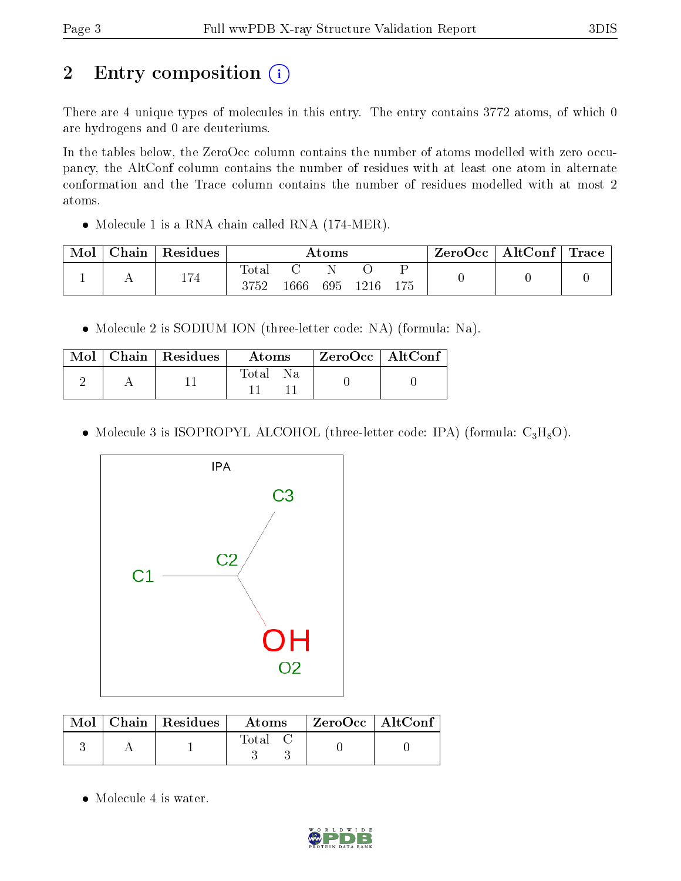# 2 Entry composition

There are 4 unique types of molecules in this entry. The entry contains 3772 atoms, of which 0 are hydrogens and 0 are deuteriums.

In the tables below, the ZeroOcc column contains the number of atoms modelled with zero occupancy, the AltConf column contains the number of residues with at least one atom in alternate conformation and the Trace column contains the number of residues modelled with at most 2 atoms.

- Molecule 1 is a RNA chain called RNA (174-MER).

| Mol | Chain | Residues | Atoms | | | | | ZeroOcc | AltConf | Trace |
|---|---|---|---|---|---|---|---|---|---|---|
| | | | Total | C | N | O | P | | | |
| 1 | A | 174 | 3752 | 1666 | 695 | 1216 | 175 | 0 | 0 | 0 |

- Molecule 2 is SODIUM ION (three-letter code: NA) (formula: Na).

| Mol | Chain | Residues | Atoms | | ZeroOcc | AltConf |
|---|---|---|---|---|---|---|
| | | | Total | Na | | |
| 2 | A | 11 | 11 | 11 | 0 | 0 |

- Molecule 3 is ISOPROPYL ALCOHOL (three-letter code: IPA) (formula: $C_3H_8O$).

IPA

C3

C2

C1

OH

O2

| Mol | Chain | Residues | Atoms | | ZeroOcc | AltConf |
|---|---|---|---|---|---|---|
| | | | Total | C | | |
| 3 | A | 1 | 3 | 3 | 0 | 0 |

- Molecule 4 is water.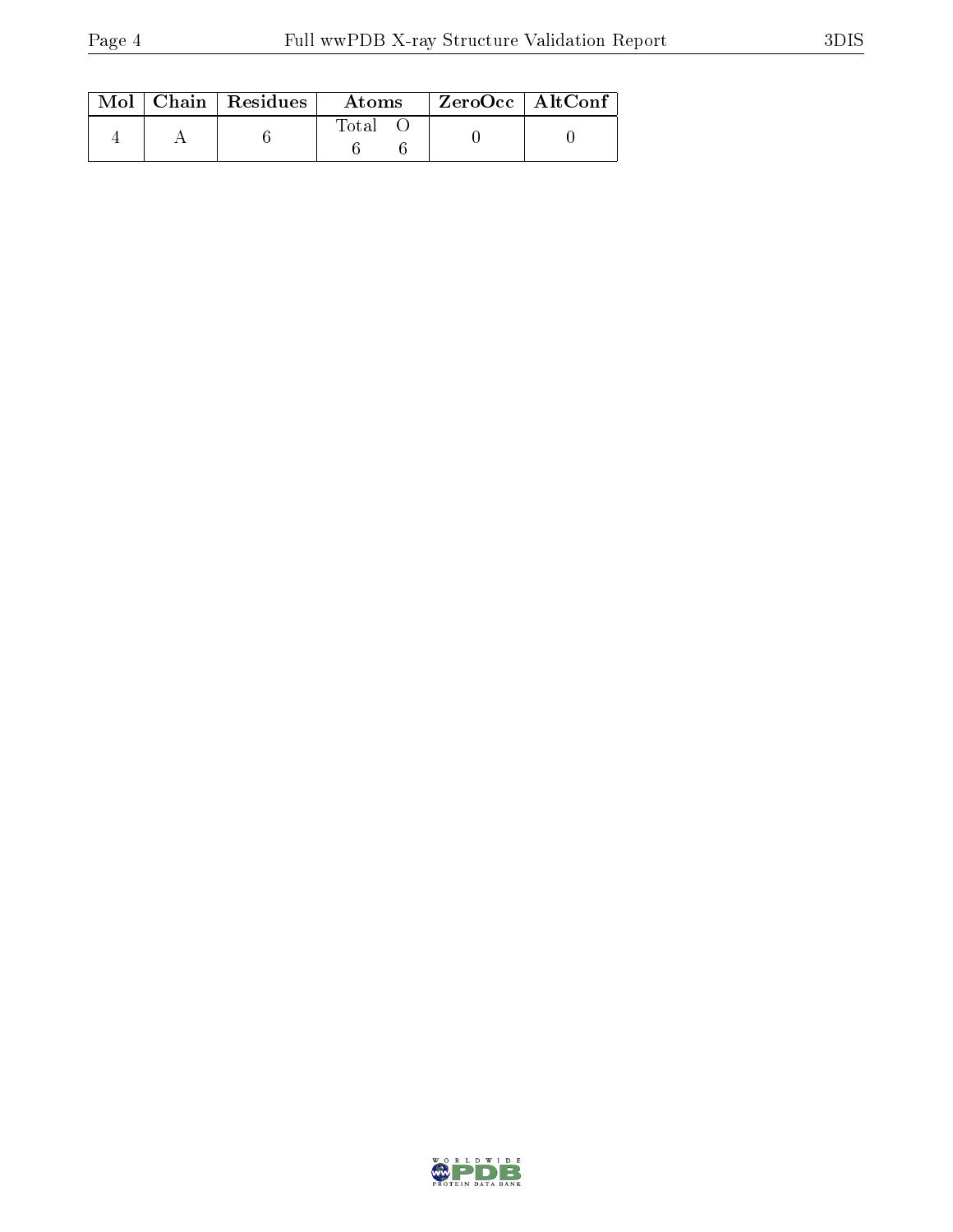| Mol | Chain | Residues | Atoms | | ZeroOcc | AltConf |
|---|---|---|---|---|---|---|
| | | | Total | O | | |
| 4 | A | 6 | 6 | 6 | 0 | 0 |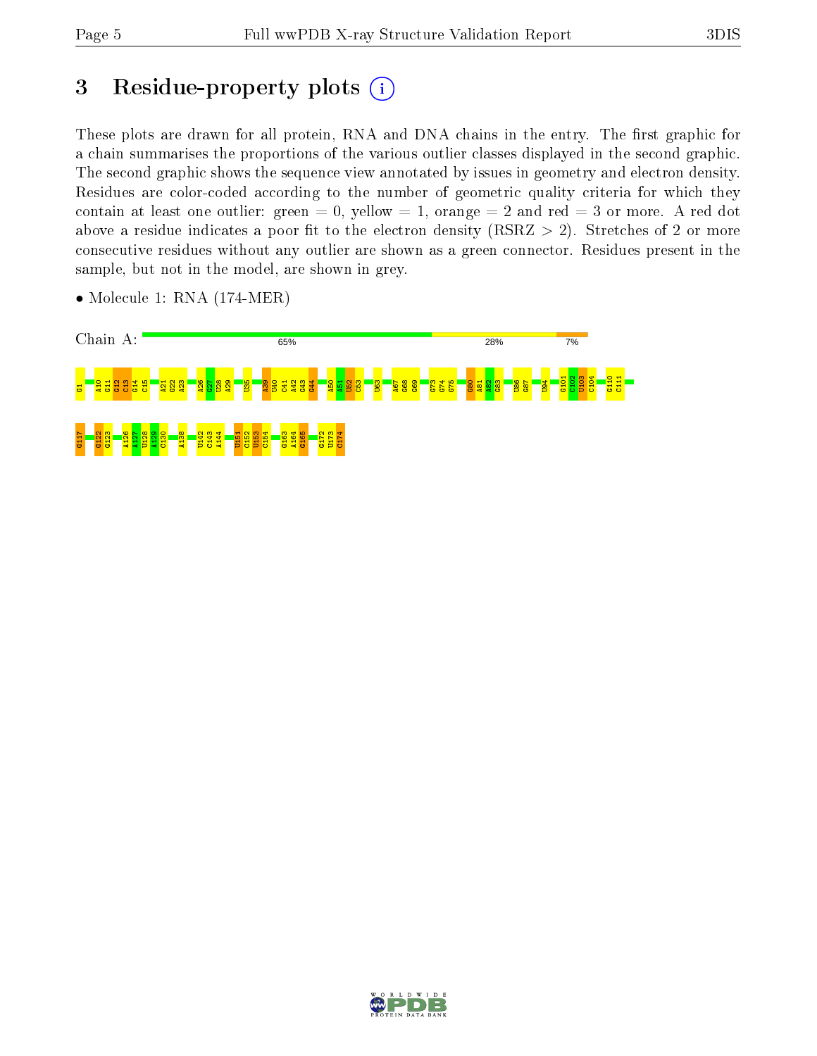# 3 Residue-property plots

These plots are drawn for all protein, RNA and DNA chains in the entry. The first graphic for a chain summarises the proportions of the various outlier classes displayed in the second graphic. The second graphic shows the sequence view annotated by issues in geometry and electron density. Residues are color-coded according to the number of geometric quality criteria for which they contain at least one outlier: green = 0, yellow = 1, orange = 2 and red = 3 or more. A red dot above a residue indicates a poor fit to the electron density (RSRZ > 2). Stretches of 2 or more consecutive residues without any outlier are shown as a green connector. Residues present in the sample, but not in the model, are shown in grey.

- Molecule 1: RNA (174-MER)

Chain A:

65%

28%

7%

G1 A10 G11 G12 C13 G14 C15 A21 G22 A23 A26 G27 U28 A29 U35 A39 U40 C41 A42 G43 G44 A50 A51 U52 C53 U63 A67 G68 G69 G73 G74 G75 G80 A81 A82 G83 U86 G87 U94 G101 C102 U103 C104 G110 C111

G117 G122 G123 A126 A127 U128 A129 C130 A138 U142 C143 A144 U151 C152 U153 C154 G163 A164 G165 G172 U173 C174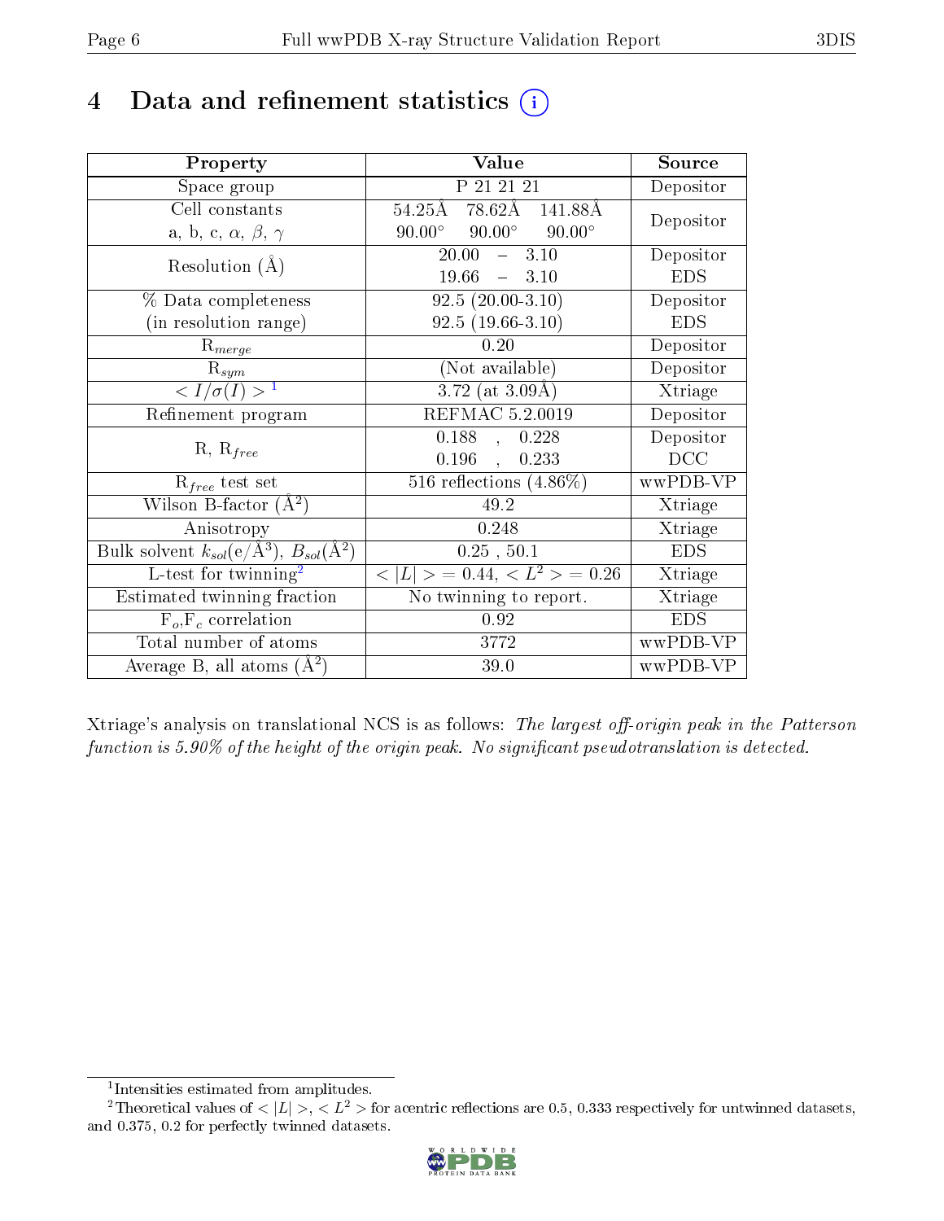# 4 Data and refinement statistics (i)

| Property | Value | Source |
|---|---|---|
| Space group | P 21 21 21 | Depositor |
| Cell constants<br>a, b, c, $\alpha$, $\beta$, $\gamma$ | 54.25Å 78.62Å 141.88Å<br>90.00° 90.00° 90.00° | Depositor |
| Resolution (Å) | 20.00 – 3.10<br>19.66 – 3.10 | Depositor<br>EDS |
| % Data completeness<br>(in resolution range) | 92.5 (20.00-3.10)<br>92.5 (19.66-3.10) | Depositor<br>EDS |
| $R_{merge}$ | 0.20 | Depositor |
| $R_{sym}$ | (Not available) | Depositor |
| $< I/\sigma(I) >$ [1] | 3.72 (at 3.09Å) | Xtriage |
| Refinement program | REFMAC 5.2.0019 | Depositor |
| R, $R_{free}$ | 0.188 , 0.228<br>0.196 , 0.233 | Depositor<br>DCC |
| $R_{free}$ test set | 516 reflections (4.86%) | wwPDB-VP |
| Wilson B-factor (Å$^2$) | 49.2 | Xtriage |
| Anisotropy | 0.248 | Xtriage |
| Bulk solvent $k_{sol}$(e/Å$^3$), $B_{sol}$(Å$^2$) | 0.25 , 50.1 | EDS |
| L-test for twinning[2] | $< \|L\| >$ = 0.44, $< L^2 >$ = 0.26 | Xtriage |
| Estimated twinning fraction | No twinning to report. | Xtriage |
| $F_o$,$F_c$ correlation | 0.92 | EDS |
| Total number of atoms | 3772 | wwPDB-VP |
| Average B, all atoms (Å$^2$) | 39.0 | wwPDB-VP |

Xtriage's analysis on translational NCS is as follows: *The largest off-origin peak in the Patterson function is 5.90% of the height of the origin peak. No significant pseudotranslation is detected.*

[1] Intensities estimated from amplitudes.

[2] Theoretical values of $< |L| >$, $< L^2 >$ for acentric reflections are 0.5, 0.333 respectively for untwinned datasets, and 0.375, 0.2 for perfectly twinned datasets.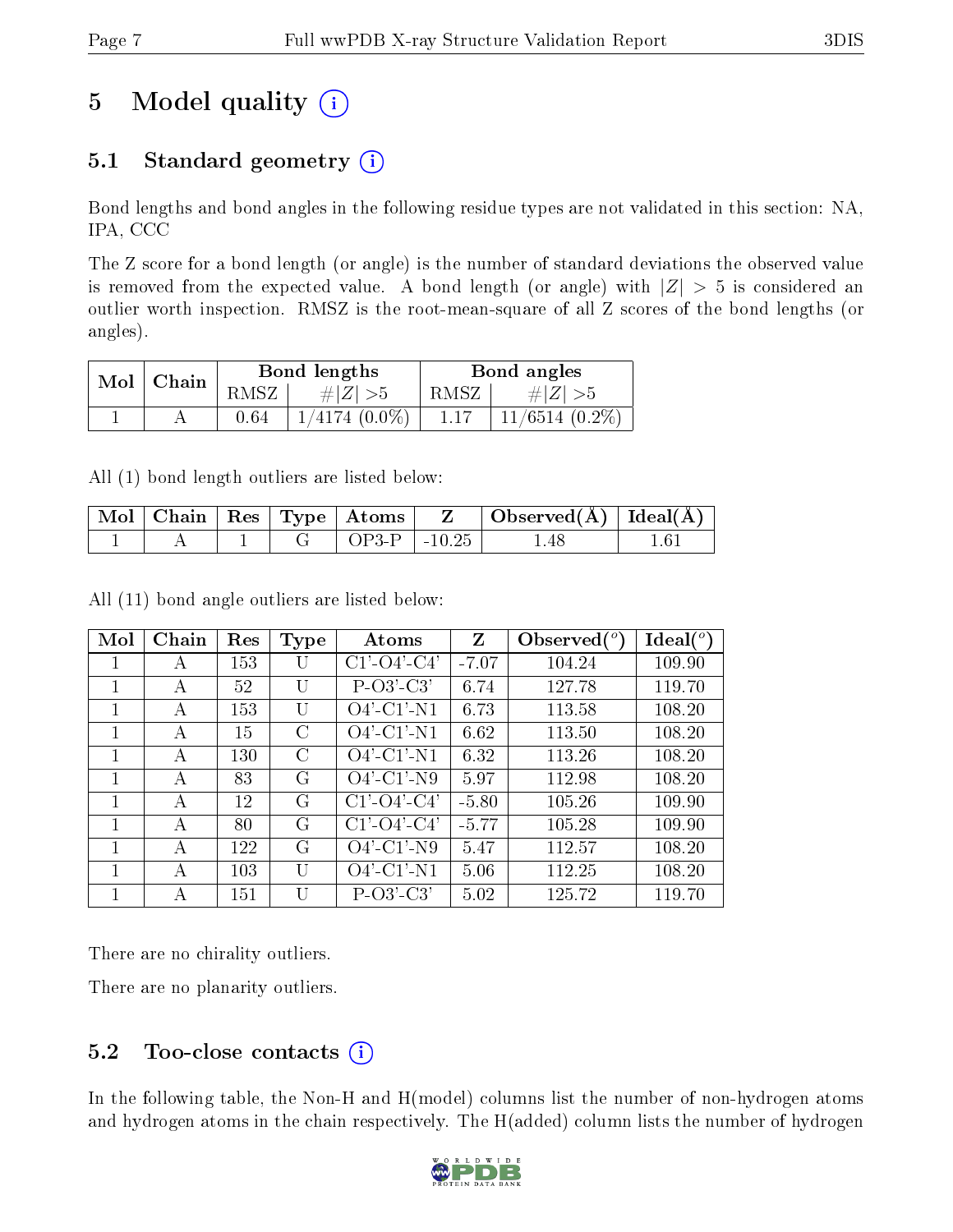# 5 Model quality (i)

## 5.1 Standard geometry (i)

Bond lengths and bond angles in the following residue types are not validated in this section: NA, IPA, CCC

The Z score for a bond length (or angle) is the number of standard deviations the observed value is removed from the expected value. A bond length (or angle) with $|Z| > 5$ is considered an outlier worth inspection. RMSZ is the root-mean-square of all Z scores of the bond lengths (or angles).

| Mol | Chain | Bond lengths | | Bond angles | |
|---|---|---|---|---|---|
| | | RMSZ | #$\|Z\|$ >5 | RMSZ | #$\|Z\|$ >5 |
| 1 | A | 0.64 | 1/4174 (0.0%) | 1.17 | 11/6514 (0.2%) |

All (1) bond length outliers are listed below:

| Mol | Chain | Res | Type | Atoms | Z | Observed(Å) | Ideal(Å) |
|---|---|---|---|---|---|---|---|
| 1 | A | 1 | G | OP3-P | -10.25 | 1.48 | 1.61 |

All (11) bond angle outliers are listed below:

| Mol | Chain | Res | Type | Atoms | Z | Observed($^o$) | Ideal($^o$) |
|---|---|---|---|---|---|---|---|
| 1 | A | 153 | U | C1'-O4'-C4' | -7.07 | 104.24 | 109.90 |
| 1 | A | 52 | U | P-O3'-C3' | 6.74 | 127.78 | 119.70 |
| 1 | A | 153 | U | O4'-C1'-N1 | 6.73 | 113.58 | 108.20 |
| 1 | A | 15 | C | O4'-C1'-N1 | 6.62 | 113.50 | 108.20 |
| 1 | A | 130 | C | O4'-C1'-N1 | 6.32 | 113.26 | 108.20 |
| 1 | A | 83 | G | O4'-C1'-N9 | 5.97 | 112.98 | 108.20 |
| 1 | A | 12 | G | C1'-O4'-C4' | -5.80 | 105.26 | 109.90 |
| 1 | A | 80 | G | C1'-O4'-C4' | -5.77 | 105.28 | 109.90 |
| 1 | A | 122 | G | O4'-C1'-N9 | 5.47 | 112.57 | 108.20 |
| 1 | A | 103 | U | O4'-C1'-N1 | 5.06 | 112.25 | 108.20 |
| 1 | A | 151 | U | P-O3'-C3' | 5.02 | 125.72 | 119.70 |

There are no chirality outliers.

There are no planarity outliers.

## 5.2 Too-close contacts (i)

In the following table, the Non-H and H(model) columns list the number of non-hydrogen atoms and hydrogen atoms in the chain respectively. The H(added) column lists the number of hydrogen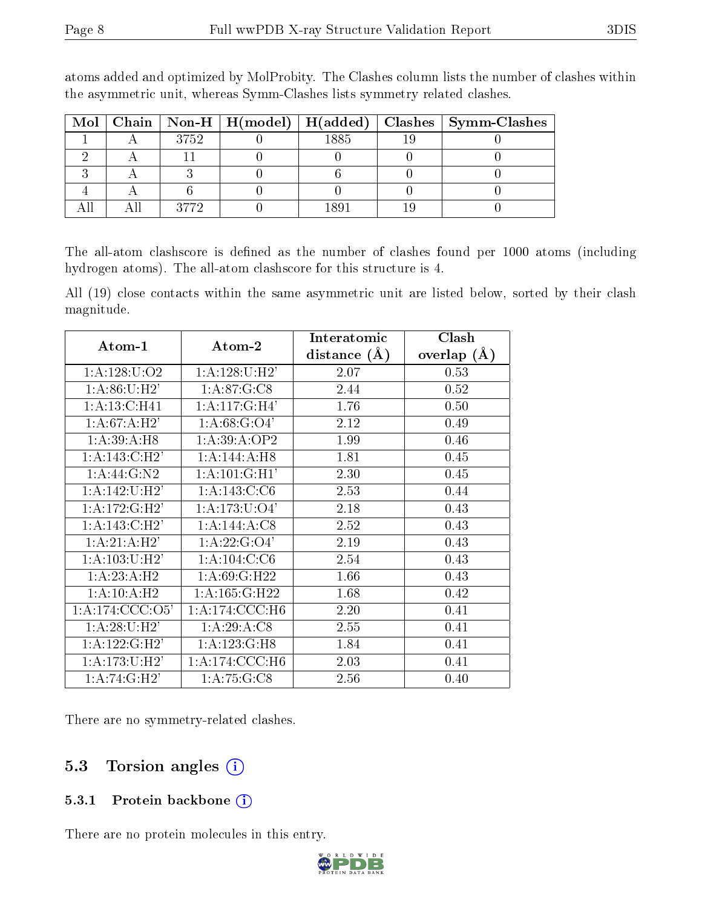atoms added and optimized by MolProbity. The Clashes column lists the number of clashes within the asymmetric unit, whereas Symm-Clashes lists symmetry related clashes.

| Mol | Chain | Non-H | H(model) | H(added) | Clashes | Symm-Clashes |
|---|---|---|---|---|---|---|
| 1 | A | 3752 | 0 | 1885 | 19 | 0 |
| 2 | A | 11 | 0 | 0 | 0 | 0 |
| 3 | A | 3 | 0 | 6 | 0 | 0 |
| 4 | A | 6 | 0 | 0 | 0 | 0 |
| All | All | 3772 | 0 | 1891 | 19 | 0 |

The all-atom clashscore is defined as the number of clashes found per 1000 atoms (including hydrogen atoms). The all-atom clashscore for this structure is 4.

All (19) close contacts within the same asymmetric unit are listed below, sorted by their clash magnitude.

| Atom-1 | Atom-2 | Interatomic distance (Å) | Clash overlap (Å) |
|---|---|---|---|
| 1:A:128:U:O2 | 1:A:128:U:H2' | 2.07 | 0.53 |
| 1:A:86:U:H2' | 1:A:87:G:C8 | 2.44 | 0.52 |
| 1:A:13:C:H41 | 1:A:117:G:H4' | 1.76 | 0.50 |
| 1:A:67:A:H2' | 1:A:68:G:O4' | 2.12 | 0.49 |
| 1:A:39:A:H8 | 1:A:39:A:OP2 | 1.99 | 0.46 |
| 1:A:143:C:H2' | 1:A:144:A:H8 | 1.81 | 0.45 |
| 1:A:44:G:N2 | 1:A:101:G:H1' | 2.30 | 0.45 |
| 1:A:142:U:H2' | 1:A:143:C:C6 | 2.53 | 0.44 |
| 1:A:172:G:H2' | 1:A:173:U:O4' | 2.18 | 0.43 |
| 1:A:143:C:H2' | 1:A:144:A:C8 | 2.52 | 0.43 |
| 1:A:21:A:H2' | 1:A:22:G:O4' | 2.19 | 0.43 |
| 1:A:103:U:H2' | 1:A:104:C:C6 | 2.54 | 0.43 |
| 1:A:23:A:H2 | 1:A:69:G:H22 | 1.66 | 0.43 |
| 1:A:10:A:H2 | 1:A:165:G:H22 | 1.68 | 0.42 |
| 1:A:174:CCC:O5' | 1:A:174:CCC:H6 | 2.20 | 0.41 |
| 1:A:28:U:H2' | 1:A:29:A:C8 | 2.55 | 0.41 |
| 1:A:122:G:H2' | 1:A:123:G:H8 | 1.84 | 0.41 |
| 1:A:173:U:H2' | 1:A:174:CCC:H6 | 2.03 | 0.41 |
| 1:A:74:G:H2' | 1:A:75:G:C8 | 2.56 | 0.40 |

There are no symmetry-related clashes.

### 5.3 Torsion angles (i)

#### 5.3.1 Protein backbone (i)

There are no protein molecules in this entry.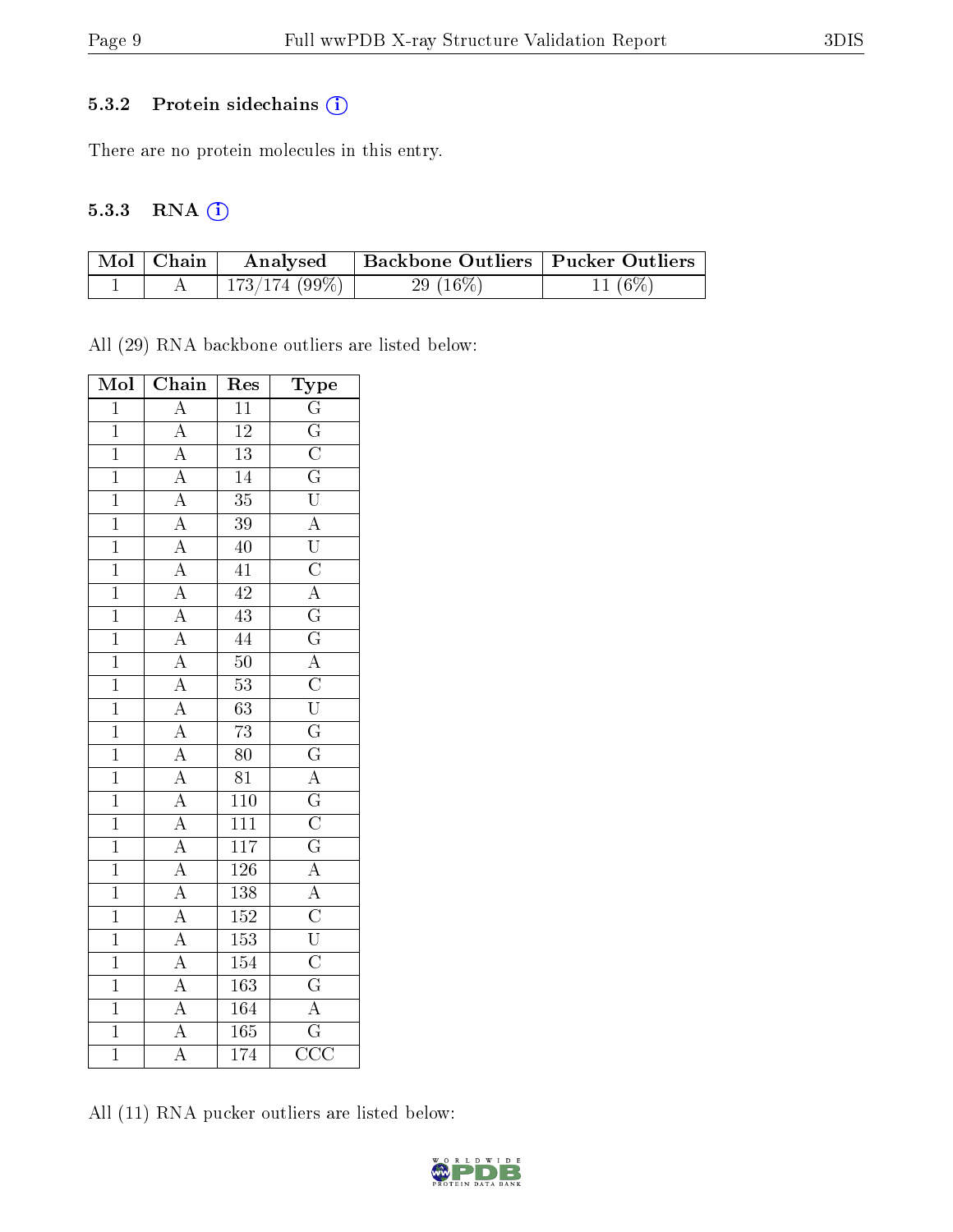### 5.3.2 Protein sidechains

There are no protein molecules in this entry.

### 5.3.3 RNA

| Mol | Chain | Analysed | Backbone Outliers | Pucker Outliers |
|---|---|---|---|---|
| 1 | A | 173/174 (99%) | 29 (16%) | 11 (6%) |

All (29) RNA backbone outliers are listed below:

| Mol | Chain | Res | Type |
|---|---|---|---|
| 1 | A | 11 | G |
| 1 | A | 12 | G |
| 1 | A | 13 | C |
| 1 | A | 14 | G |
| 1 | A | 35 | U |
| 1 | A | 39 | A |
| 1 | A | 40 | U |
| 1 | A | 41 | C |
| 1 | A | 42 | A |
| 1 | A | 43 | G |
| 1 | A | 44 | G |
| 1 | A | 50 | A |
| 1 | A | 53 | C |
| 1 | A | 63 | U |
| 1 | A | 73 | G |
| 1 | A | 80 | G |
| 1 | A | 81 | A |
| 1 | A | 110 | G |
| 1 | A | 111 | C |
| 1 | A | 117 | G |
| 1 | A | 126 | A |
| 1 | A | 138 | A |
| 1 | A | 152 | C |
| 1 | A | 153 | U |
| 1 | A | 154 | C |
| 1 | A | 163 | G |
| 1 | A | 164 | A |
| 1 | A | 165 | G |
| 1 | A | 174 | CCC |

All (11) RNA pucker outliers are listed below: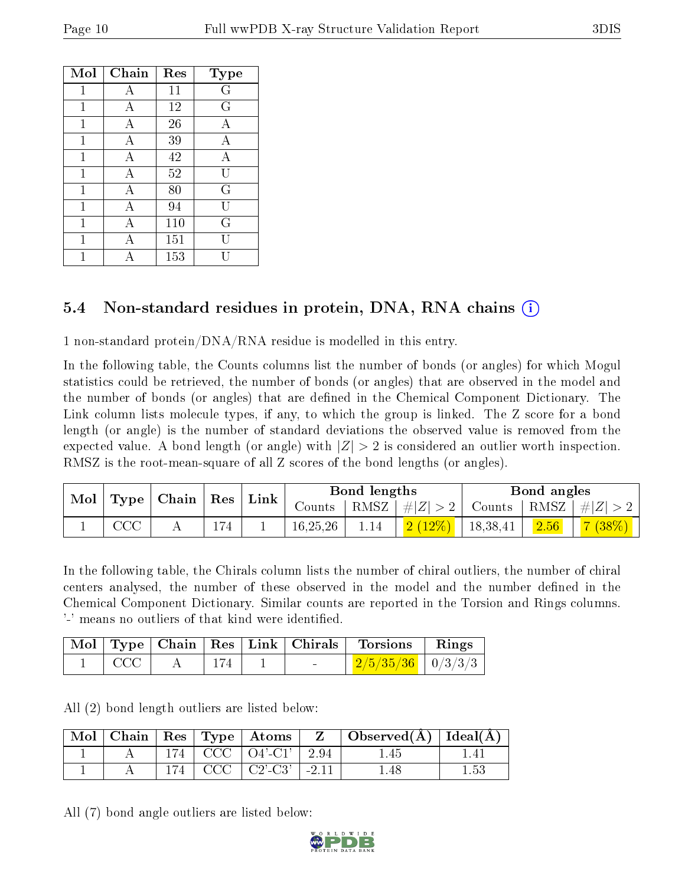| Mol | Chain | Res | Type |
|---|---|---|---|
| 1 | A | 11 | G |
| 1 | A | 12 | G |
| 1 | A | 26 | A |
| 1 | A | 39 | A |
| 1 | A | 42 | A |
| 1 | A | 52 | U |
| 1 | A | 80 | G |
| 1 | A | 94 | U |
| 1 | A | 110 | G |
| 1 | A | 151 | U |
| 1 | A | 153 | U |

### 5.4 Non-standard residues in protein, DNA, RNA chains

1 non-standard protein/DNA/RNA residue is modelled in this entry.

In the following table, the Counts columns list the number of bonds (or angles) for which Mogul statistics could be retrieved, the number of bonds (or angles) that are observed in the model and the number of bonds (or angles) that are defined in the Chemical Component Dictionary. The Link column lists molecule types, if any, to which the group is linked. The Z score for a bond length (or angle) is the number of standard deviations the observed value is removed from the expected value. A bond length (or angle) with $|Z| > 2$ is considered an outlier worth inspection. RMSZ is the root-mean-square of all Z scores of the bond lengths (or angles).

| Mol | Type | Chain | Res | Link | Bond lengths | | | Bond angles | | |
|---|---|---|---|---|---|---|---|---|---|---|
| | | | | | Counts | RMSZ | $\#\|Z\| > 2$ | Counts | RMSZ | $\#\|Z\| > 2$ |
| 1 | CCC | A | 174 | 1 | 16,25,26 | 1.14 | 2 (12%) | 18,38,41 | 2.56 | 7 (38%) |

In the following table, the Chirals column lists the number of chiral outliers, the number of chiral centers analysed, the number of these observed in the model and the number defined in the Chemical Component Dictionary. Similar counts are reported in the Torsion and Rings columns. '-' means no outliers of that kind were identified.

| Mol | Type | Chain | Res | Link | Chirals | Torsions | Rings |
|---|---|---|---|---|---|---|---|
| 1 | CCC | A | 174 | 1 | - | 2/5/35/36 | 0/3/3/3 |

All (2) bond length outliers are listed below:

| Mol | Chain | Res | Type | Atoms | Z | Observed(Å) | Ideal(Å) |
|---|---|---|---|---|---|---|---|
| 1 | A | 174 | CCC | O4'-C1' | 2.94 | 1.45 | 1.41 |
| 1 | A | 174 | CCC | C2'-C3' | -2.11 | 1.48 | 1.53 |

All (7) bond angle outliers are listed below: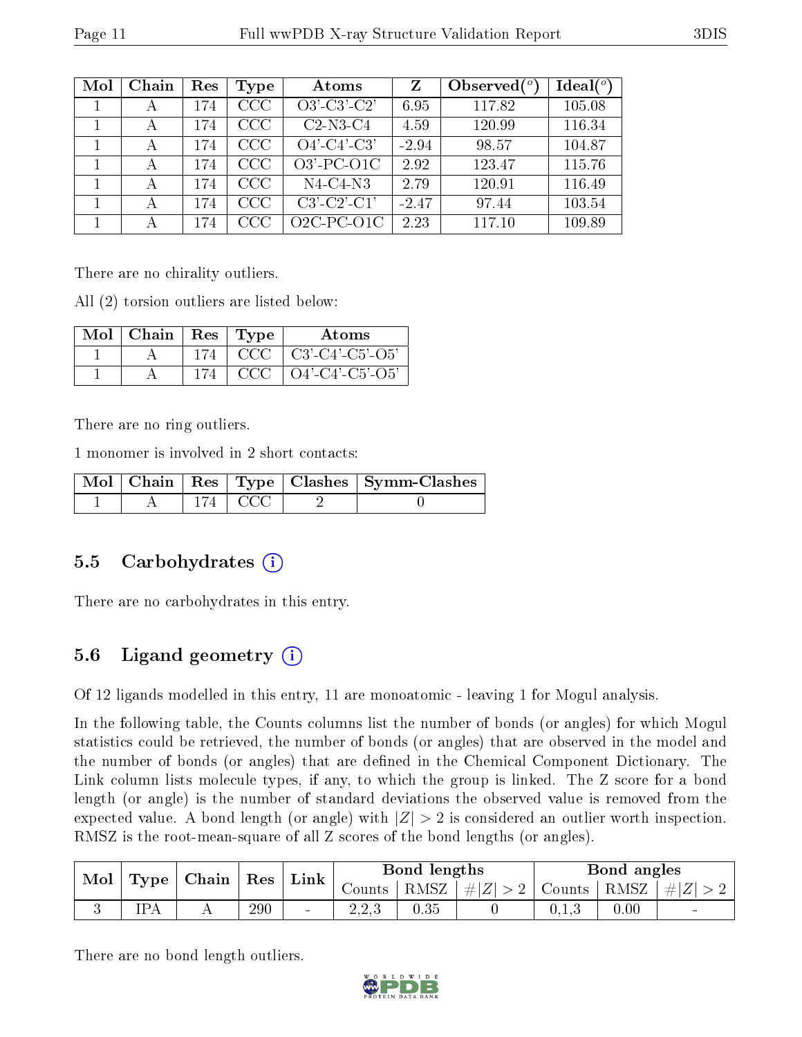| Mol | Chain | Res | Type | Atoms | Z | Observed(°) | Ideal(°) |
|---|---|---|---|---|---|---|---|
| 1 | A | 174 | CCC | O3'-C3'-C2' | 6.95 | 117.82 | 105.08 |
| 1 | A | 174 | CCC | C2-N3-C4 | 4.59 | 120.99 | 116.34 |
| 1 | A | 174 | CCC | O4'-C4'-C3' | -2.94 | 98.57 | 104.87 |
| 1 | A | 174 | CCC | O3'-PC-O1C | 2.92 | 123.47 | 115.76 |
| 1 | A | 174 | CCC | N4-C4-N3 | 2.79 | 120.91 | 116.49 |
| 1 | A | 174 | CCC | C3'-C2'-C1' | -2.47 | 97.44 | 103.54 |
| 1 | A | 174 | CCC | O2C-PC-O1C | 2.23 | 117.10 | 109.89 |

There are no chirality outliers.

All (2) torsion outliers are listed below:

| Mol | Chain | Res | Type | Atoms |
|---|---|---|---|---|
| 1 | A | 174 | CCC | C3'-C4'-C5'-O5' |
| 1 | A | 174 | CCC | O4'-C4'-C5'-O5' |

There are no ring outliers.

1 monomer is involved in 2 short contacts:

| Mol | Chain | Res | Type | Clashes | Symm-Clashes |
|---|---|---|---|---|---|
| 1 | A | 174 | CCC | 2 | 0 |

## 5.5 Carbohydrates

There are no carbohydrates in this entry.

## 5.6 Ligand geometry

Of 12 ligands modelled in this entry, 11 are monoatomic - leaving 1 for Mogul analysis.

In the following table, the Counts columns list the number of bonds (or angles) for which Mogul statistics could be retrieved, the number of bonds (or angles) that are observed in the model and the number of bonds (or angles) that are defined in the Chemical Component Dictionary. The Link column lists molecule types, if any, to which the group is linked. The Z score for a bond length (or angle) is the number of standard deviations the observed value is removed from the expected value. A bond length (or angle) with $|Z| > 2$ is considered an outlier worth inspection. RMSZ is the root-mean-square of all Z scores of the bond lengths (or angles).

| Mol | Type | Chain | Res | Link | Bond lengths | | | Bond angles | | |
|---|---|---|---|---|---|---|---|---|---|---|
| | | | | | Counts | RMSZ | $\#\|Z\| > 2$ | Counts | RMSZ | $\#\|Z\| > 2$ |
| 3 | IPA | A | 290 | - | 2,2,3 | 0.35 | 0 | 0,1,3 | 0.00 | - |

There are no bond length outliers.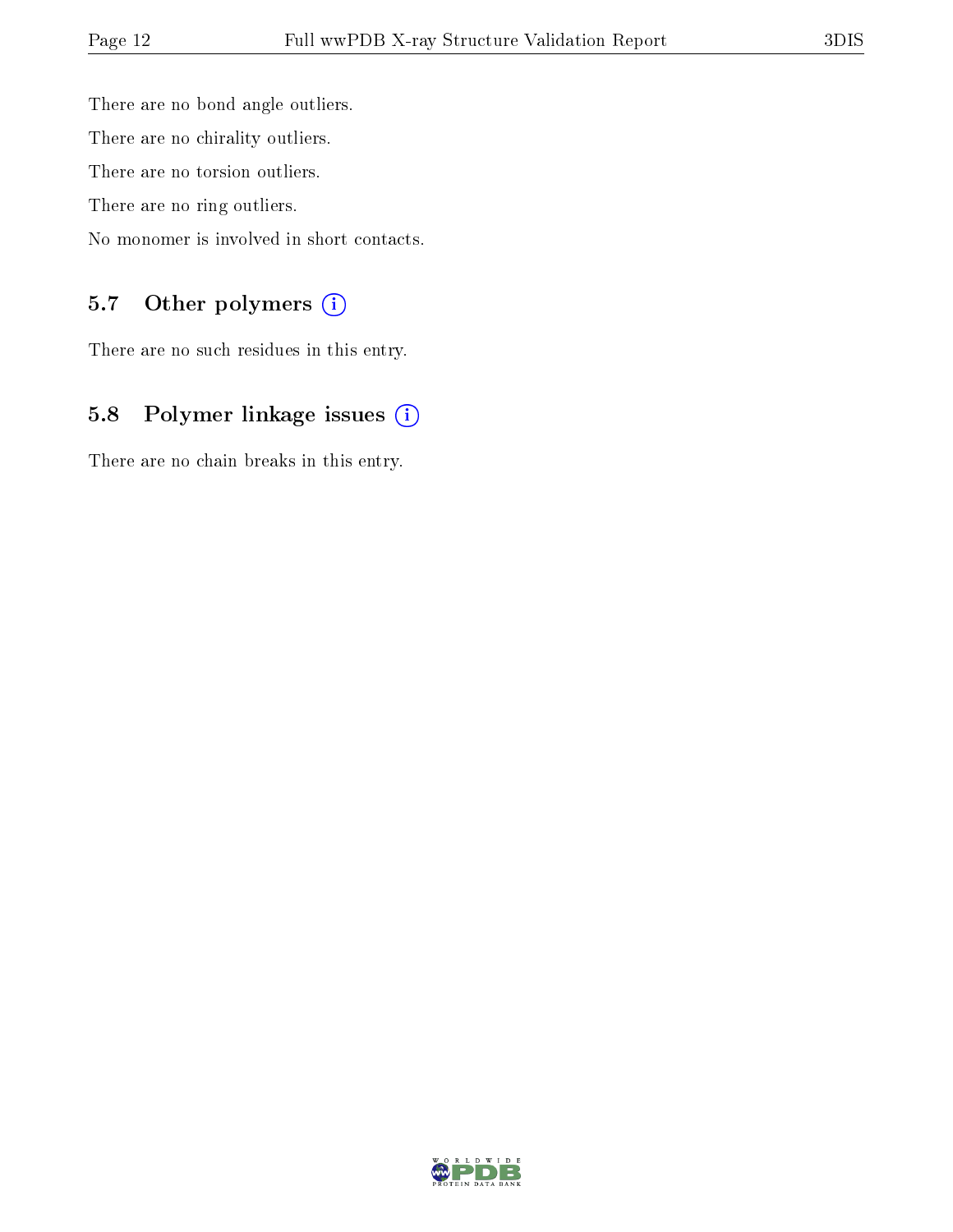There are no bond angle outliers.

There are no chirality outliers.

There are no torsion outliers.

There are no ring outliers.

No monomer is involved in short contacts.

## 5.7 Other polymers

There are no such residues in this entry.

## 5.8 Polymer linkage issues

There are no chain breaks in this entry.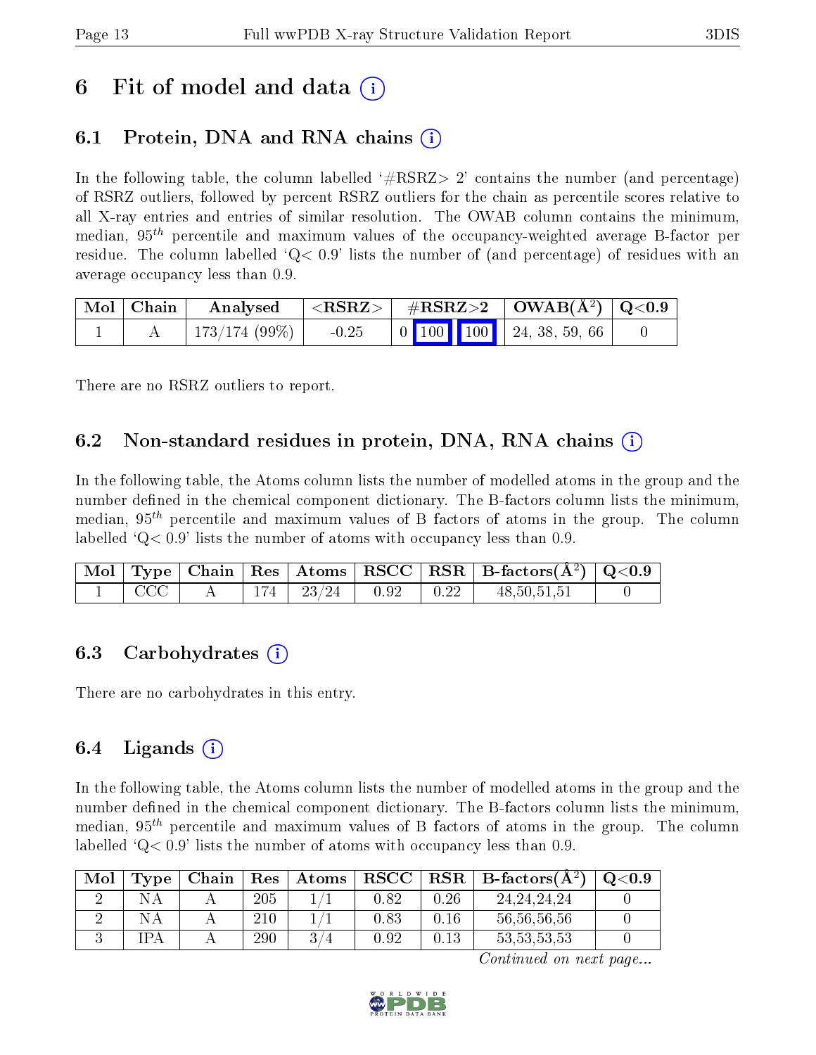# 6 Fit of model and data (i)

## 6.1 Protein, DNA and RNA chains (i)

In the following table, the column labelled '#RSRZ> 2' contains the number (and percentage) of RSRZ outliers, followed by percent RSRZ outliers for the chain as percentile scores relative to all X-ray entries and entries of similar resolution. The OWAB column contains the minimum, median, $95^{th}$ percentile and maximum values of the occupancy-weighted average B-factor per residue. The column labelled 'Q< 0.9' lists the number of (and percentage) of residues with an average occupancy less than 0.9.

| Mol | Chain | Analysed | <RSRZ> | #RSRZ>2 | | | OWAB(Å$^2$) | Q<0.9 |
|---|---|---|---|---|---|---|---|---|
| 1 | A | 173/174 (99%) | -0.25 | 0 | 100 | 100 | 24, 38, 59, 66 | 0 |

There are no RSRZ outliers to report.

## 6.2 Non-standard residues in protein, DNA, RNA chains (i)

In the following table, the Atoms column lists the number of modelled atoms in the group and the number defined in the chemical component dictionary. The B-factors column lists the minimum, median, $95^{th}$ percentile and maximum values of B factors of atoms in the group. The column labelled 'Q< 0.9' lists the number of atoms with occupancy less than 0.9.

| Mol | Type | Chain | Res | Atoms | RSCC | RSR | B-factors(Å$^2$) | Q<0.9 |
|---|---|---|---|---|---|---|---|---|
| 1 | CCC | A | 174 | 23/24 | 0.92 | 0.22 | 48,50,51,51 | 0 |

## 6.3 Carbohydrates (i)

There are no carbohydrates in this entry.

## 6.4 Ligands (i)

In the following table, the Atoms column lists the number of modelled atoms in the group and the number defined in the chemical component dictionary. The B-factors column lists the minimum, median, $95^{th}$ percentile and maximum values of B factors of atoms in the group. The column labelled 'Q< 0.9' lists the number of atoms with occupancy less than 0.9.

| Mol | Type | Chain | Res | Atoms | RSCC | RSR | B-factors(Å$^2$) | Q<0.9 |
|---|---|---|---|---|---|---|---|---|
| 2 | NA | A | 205 | 1/1 | 0.82 | 0.26 | 24,24,24,24 | 0 |
| 2 | NA | A | 210 | 1/1 | 0.83 | 0.16 | 56,56,56,56 | 0 |
| 3 | IPA | A | 290 | 3/4 | 0.92 | 0.13 | 53,53,53,53 | 0 |

*Continued on next page...*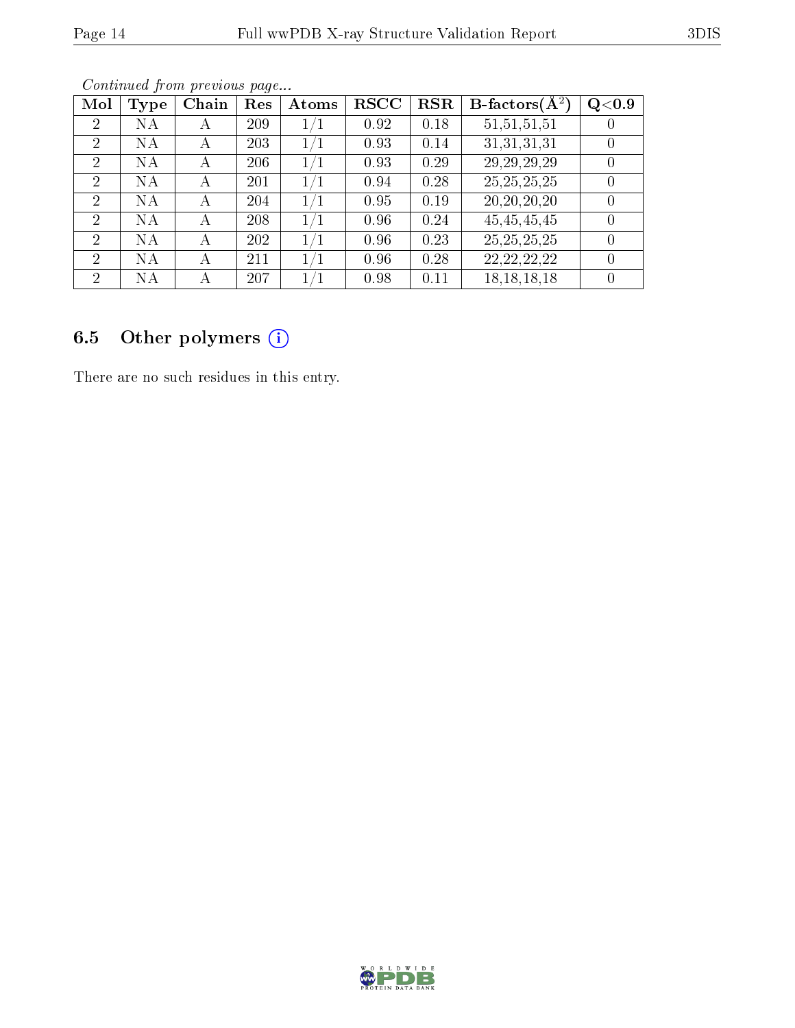*Continued from previous page...*

| Mol | Type | Chain | Res | Atoms | RSCC | RSR | B-factors($Å^2$) | Q<0.9 |
|---|---|---|---|---|---|---|---|---|
| 2 | NA | A | 209 | 1/1 | 0.92 | 0.18 | 51,51,51,51 | 0 |
| 2 | NA | A | 203 | 1/1 | 0.93 | 0.14 | 31,31,31,31 | 0 |
| 2 | NA | A | 206 | 1/1 | 0.93 | 0.29 | 29,29,29,29 | 0 |
| 2 | NA | A | 201 | 1/1 | 0.94 | 0.28 | 25,25,25,25 | 0 |
| 2 | NA | A | 204 | 1/1 | 0.95 | 0.19 | 20,20,20,20 | 0 |
| 2 | NA | A | 208 | 1/1 | 0.96 | 0.24 | 45,45,45,45 | 0 |
| 2 | NA | A | 202 | 1/1 | 0.96 | 0.23 | 25,25,25,25 | 0 |
| 2 | NA | A | 211 | 1/1 | 0.96 | 0.28 | 22,22,22,22 | 0 |
| 2 | NA | A | 207 | 1/1 | 0.98 | 0.11 | 18,18,18,18 | 0 |

## 6.5 Other polymers (i)

There are no such residues in this entry.